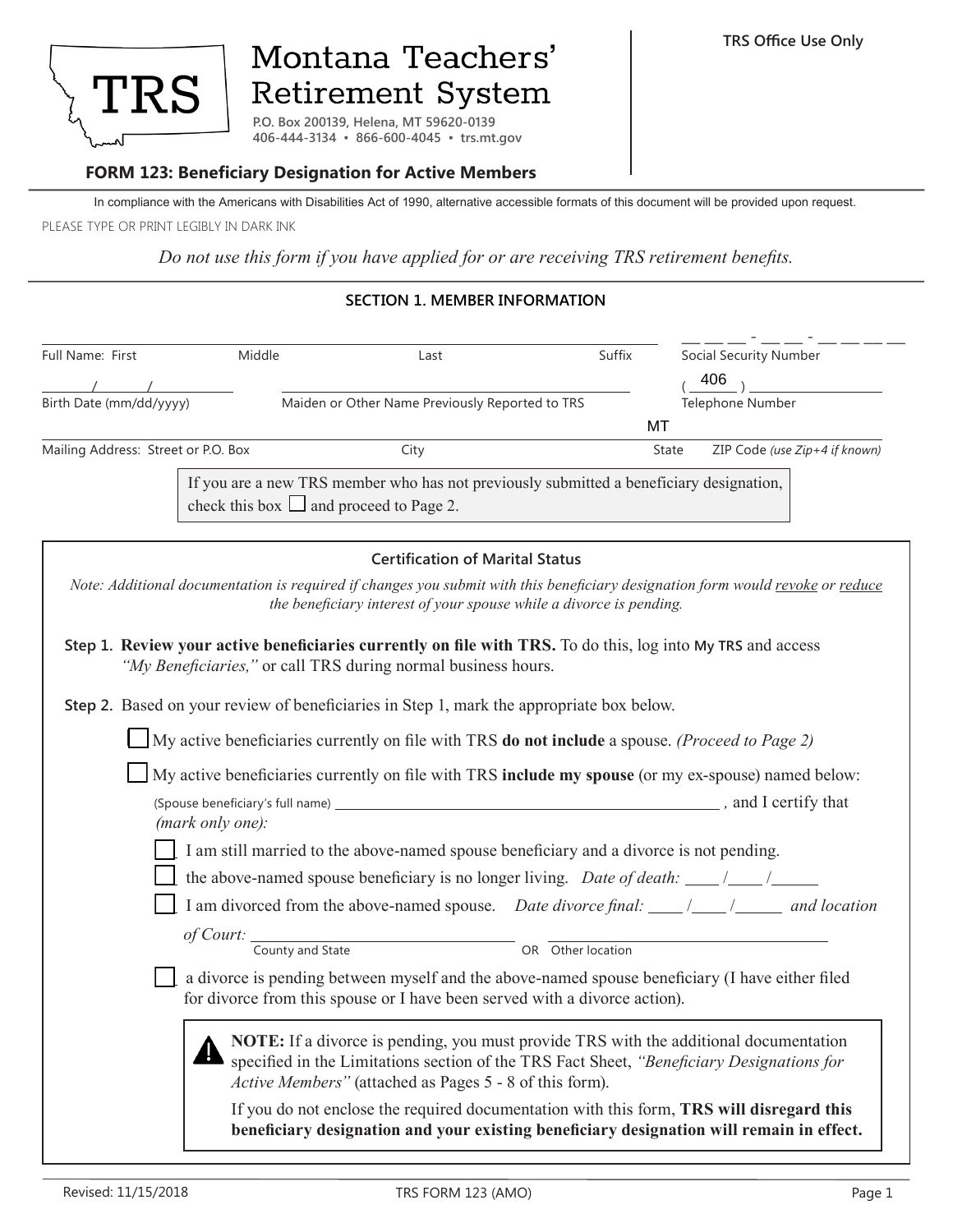# Montana Teachers' Retirement System

TRS

P.O. Box 200139, Helena, MT 59620-0139
406-444-3134 ▪ 866-600-4045 ▪ trs.mt.gov

**TRS Office Use Only**

## FORM 123: Beneficiary Designation for Active Members

In compliance with the Americans with Disabilities Act of 1990, alternative accessible formats of this document will be provided upon request.

PLEASE TYPE OR PRINT LEGIBLY IN DARK INK

*Do not use this form if you have applied for or are receiving TRS retirement benefits.*

### SECTION 1. MEMBER INFORMATION

Full Name: First ________ Middle ________ Last ________ Suffix ________ Social Security Number ___ ___ ___ - ___ ___ - ___ ___ ___ ___

Birth Date (mm/dd/yyyy) ____/____/________ Maiden or Other Name Previously Reported to TRS ________________ Telephone Number ( 406 ) ________________

Mailing Address: Street or P.O. Box ________________ City ________________ State MT ZIP Code *(use Zip+4 if known)* ________________

If you are a new TRS member who has not previously submitted a beneficiary designation, check this box ☐ and proceed to Page 2.

#### Certification of Marital Status

*Note: Additional documentation is required if changes you submit with this beneficiary designation form would revoke or reduce the beneficiary interest of your spouse while a divorce is pending.*

**Step 1. Review your active beneficiaries currently on file with TRS.** To do this, log into **My TRS** and access *"My Beneficiaries,"* or call TRS during normal business hours.

**Step 2.** Based on your review of beneficiaries in Step 1, mark the appropriate box below.

☐ My active beneficiaries currently on file with TRS **do not include** a spouse. *(Proceed to Page 2)*

☐ My active beneficiaries currently on file with TRS **include my spouse** (or my ex-spouse) named below:

(Spouse beneficiary's full name) ________________________________________ , and I certify that *(mark only one):*

- ☐ I am still married to the above-named spouse beneficiary and a divorce is not pending.
- ☐ the above-named spouse beneficiary is no longer living. *Date of death:* ____/____/______
- ☐ I am divorced from the above-named spouse. *Date divorce final:* ____/____/______ *and location of Court:* ________________ (County and State) OR ________________ (Other location)
- ☐ a divorce is pending between myself and the above-named spouse beneficiary (I have either filed for divorce from this spouse or I have been served with a divorce action).

> ⚠ **NOTE:** If a divorce is pending, you must provide TRS with the additional documentation specified in the Limitations section of the TRS Fact Sheet, *"Beneficiary Designations for Active Members"* (attached as Pages 5 - 8 of this form).
>
> If you do not enclose the required documentation with this form, **TRS will disregard this beneficiary designation and your existing beneficiary designation will remain in effect.**

Revised: 11/15/2018 TRS FORM 123 (AMO)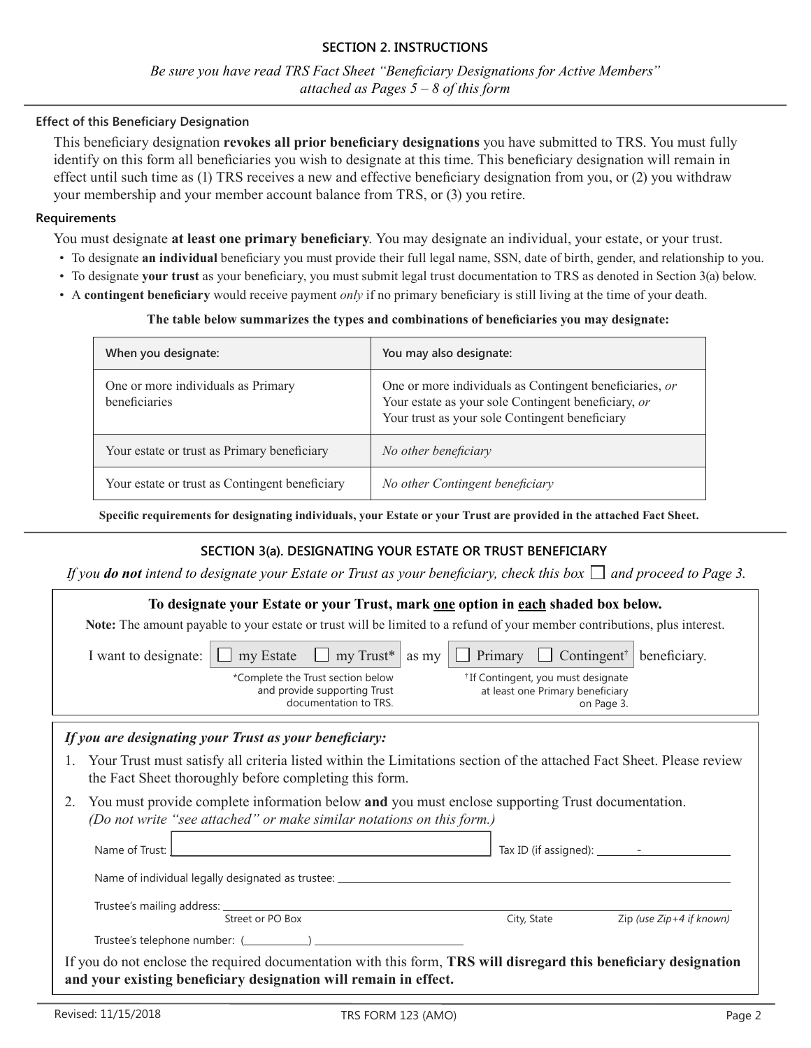## SECTION 2. INSTRUCTIONS

*Be sure you have read TRS Fact Sheet "Beneficiary Designations for Active Members" attached as Pages 5 – 8 of this form*

### Effect of this Beneficiary Designation

This beneficiary designation **revokes all prior beneficiary designations** you have submitted to TRS. You must fully identify on this form all beneficiaries you wish to designate at this time. This beneficiary designation will remain in effect until such time as (1) TRS receives a new and effective beneficiary designation from you, or (2) you withdraw your membership and your member account balance from TRS, or (3) you retire.

### Requirements

You must designate **at least one primary beneficiary**. You may designate an individual, your estate, or your trust.

- To designate **an individual** beneficiary you must provide their full legal name, SSN, date of birth, gender, and relationship to you.
- To designate **your trust** as your beneficiary, you must submit legal trust documentation to TRS as denoted in Section 3(a) below.
- A **contingent beneficiary** would receive payment *only* if no primary beneficiary is still living at the time of your death.

**The table below summarizes the types and combinations of beneficiaries you may designate:**

| When you designate: | You may also designate: |
|---|---|
| One or more individuals as Primary beneficiaries | One or more individuals as Contingent beneficiaries, *or* Your estate as your sole Contingent beneficiary, *or* Your trust as your sole Contingent beneficiary |
| Your estate or trust as Primary beneficiary | *No other beneficiary* |
| Your estate or trust as Contingent beneficiary | *No other Contingent beneficiary* |

**Specific requirements for designating individuals, your Estate or your Trust are provided in the attached Fact Sheet.**

## SECTION 3(a). DESIGNATING YOUR ESTATE OR TRUST BENEFICIARY

*If you **do not** intend to designate your Estate or Trust as your beneficiary, check this box ☐ and proceed to Page 3.*

**To designate your Estate or your Trust, mark one option in each shaded box below.**

**Note:** The amount payable to your estate or trust will be limited to a refund of your member contributions, plus interest.

I want to designate: ☐ my Estate ☐ my Trust* as my ☐ Primary ☐ Contingent† beneficiary.

*Complete the Trust section below and provide supporting Trust documentation to TRS.

† If Contingent, you must designate at least one Primary beneficiary on Page 3.

***If you are designating your Trust as your beneficiary:***

1. Your Trust must satisfy all criteria listed within the Limitations section of the attached Fact Sheet. Please review the Fact Sheet thoroughly before completing this form.
2. You must provide complete information below **and** you must enclose supporting Trust documentation. *(Do not write "see attached" or make similar notations on this form.)*

Name of Trust: ______________________ Tax ID (if assigned): ______-______

Name of individual legally designated as trustee: ______________________

Trustee's mailing address: ______________________
Street or PO Box | City, State | Zip *(use Zip+4 if known)*

Trustee's telephone number: (________) ______________

If you do not enclose the required documentation with this form, **TRS will disregard this beneficiary designation and your existing beneficiary designation will remain in effect.**

Revised: 11/15/2018 TRS FORM 123 (AMO)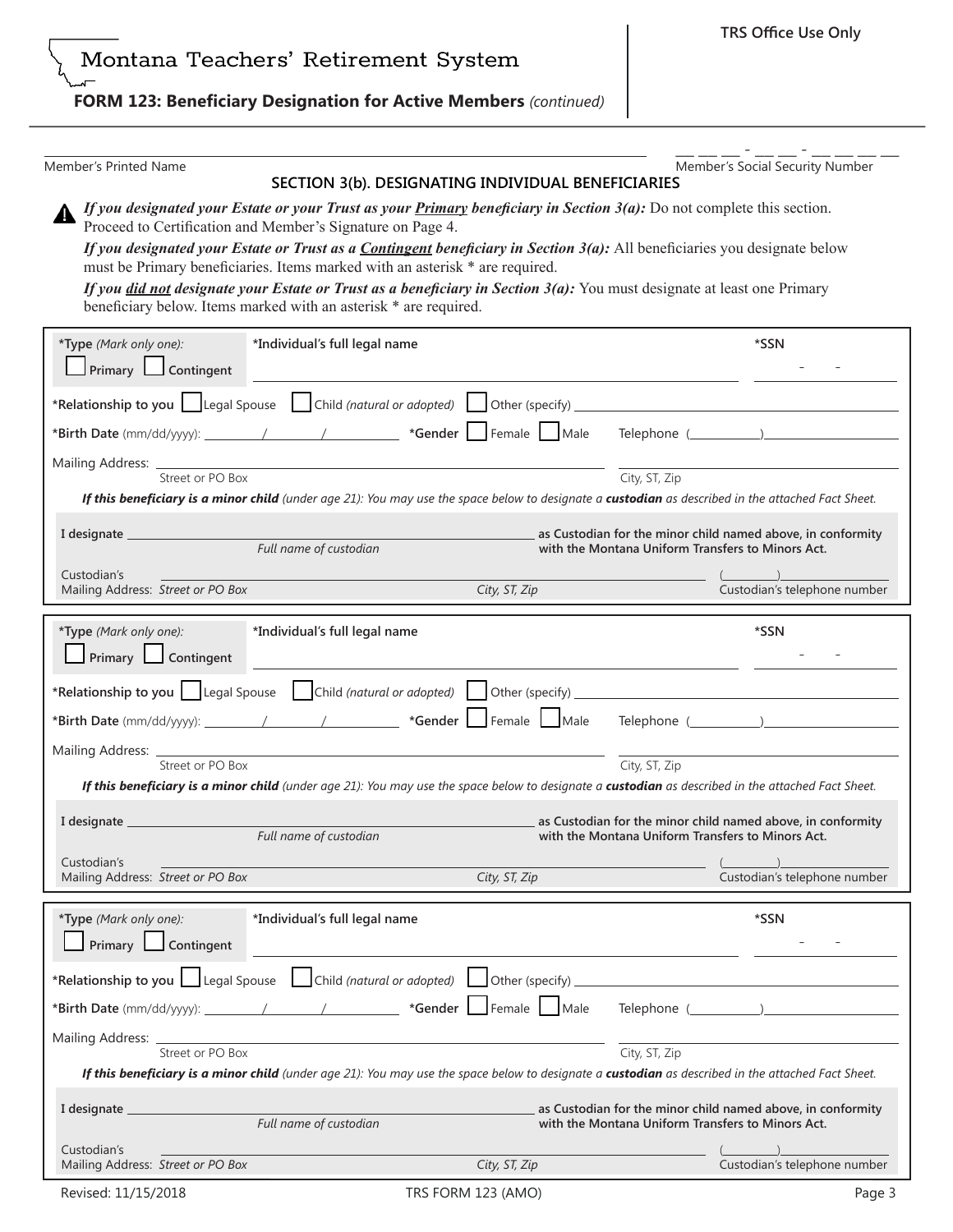Montana Teachers' Retirement System

**FORM 123: Beneficiary Design­ation for Active Members** *(continued)*

TRS Office Use Only

Member's Printed Name ______________________ Member's Social Security Number ___ ___ ___ - ___ ___ - ___ ___ ___ ___

## SECTION 3(b). DESIGNATING INDIVIDUAL BENEFICIARIES

***If you designated your Estate or your Trust as your Primary beneficiary in Section 3(a):*** Do not complete this section. Proceed to Certification and Member's Signature on Page 4.

***If you designated your Estate or Trust as a Contingent beneficiary in Section 3(a):*** All beneficiaries you designate below must be Primary beneficiaries. Items marked with an asterisk * are required.

***If you did not designate your Estate or Trust as a beneficiary in Section 3(a):*** You must designate at least one Primary beneficiary below. Items marked with an asterisk * are required.

---

**\*Type** *(Mark only one):* ☐ **Primary** ☐ **Contingent**

**\*Individual's full legal name** ______________________ **\*SSN** ___ - ___ - ___

**\*Relationship to you** ☐ Legal Spouse ☐ Child *(natural or adopted)* ☐ Other (specify) ______________________

**\*Birth Date** (mm/dd/yyyy): ____/____/________ **\*Gender** ☐ Female ☐ Male Telephone (______)__________

Mailing Address: ______________________ (Street or PO Box) ______________________ (City, ST, Zip)

***If this beneficiary is a minor child*** *(under age 21): You may use the space below to designate a **custodian** as described in the attached Fact Sheet.*

**I designate** ______________________ *(Full name of custodian)* **as Custodian for the minor child named above, in conformity with the Montana Uniform Transfers to Minors Act.**

Custodian's Mailing Address: *Street or PO Box* ______________________ *City, ST, Zip* ______________________ (______)__________ Custodian's telephone number

---

**\*Type** *(Mark only one):* ☐ **Primary** ☐ **Contingent**

**\*Individual's full legal name** ______________________ **\*SSN** ___ - ___ - ___

**\*Relationship to you** ☐ Legal Spouse ☐ Child *(natural or adopted)* ☐ Other (specify) ______________________

**\*Birth Date** (mm/dd/yyyy): ____/____/________ **\*Gender** ☐ Female ☐ Male Telephone (______)__________

Mailing Address: ______________________ (Street or PO Box) ______________________ (City, ST, Zip)

***If this beneficiary is a minor child*** *(under age 21): You may use the space below to designate a **custodian** as described in the attached Fact Sheet.*

**I designate** ______________________ *(Full name of custodian)* **as Custodian for the minor child named above, in conformity with the Montana Uniform Transfers to Minors Act.**

Custodian's Mailing Address: *Street or PO Box* ______________________ *City, ST, Zip* ______________________ (______)__________ Custodian's telephone number

---

**\*Type** *(Mark only one):* ☐ **Primary** ☐ **Contingent**

**\*Individual's full legal name** ______________________ **\*SSN** ___ - ___ - ___

**\*Relationship to you** ☐ Legal Spouse ☐ Child *(natural or adopted)* ☐ Other (specify) ______________________

**\*Birth Date** (mm/dd/yyyy): ____/____/________ **\*Gender** ☐ Female ☐ Male Telephone (______)__________

Mailing Address: ______________________ (Street or PO Box) ______________________ (City, ST, Zip)

***If this beneficiary is a minor child*** *(under age 21): You may use the space below to designate a **custodian** as described in the attached Fact Sheet.*

**I designate** ______________________ *(Full name of custodian)* **as Custodian for the minor child named above, in conformity with the Montana Uniform Transfers to Minors Act.**

Custodian's Mailing Address: *Street or PO Box* ______________________ *City, ST, Zip* ______________________ (______)__________ Custodian's telephone number

---

Revised: 11/15/2018 TRS FORM 123 (AMO)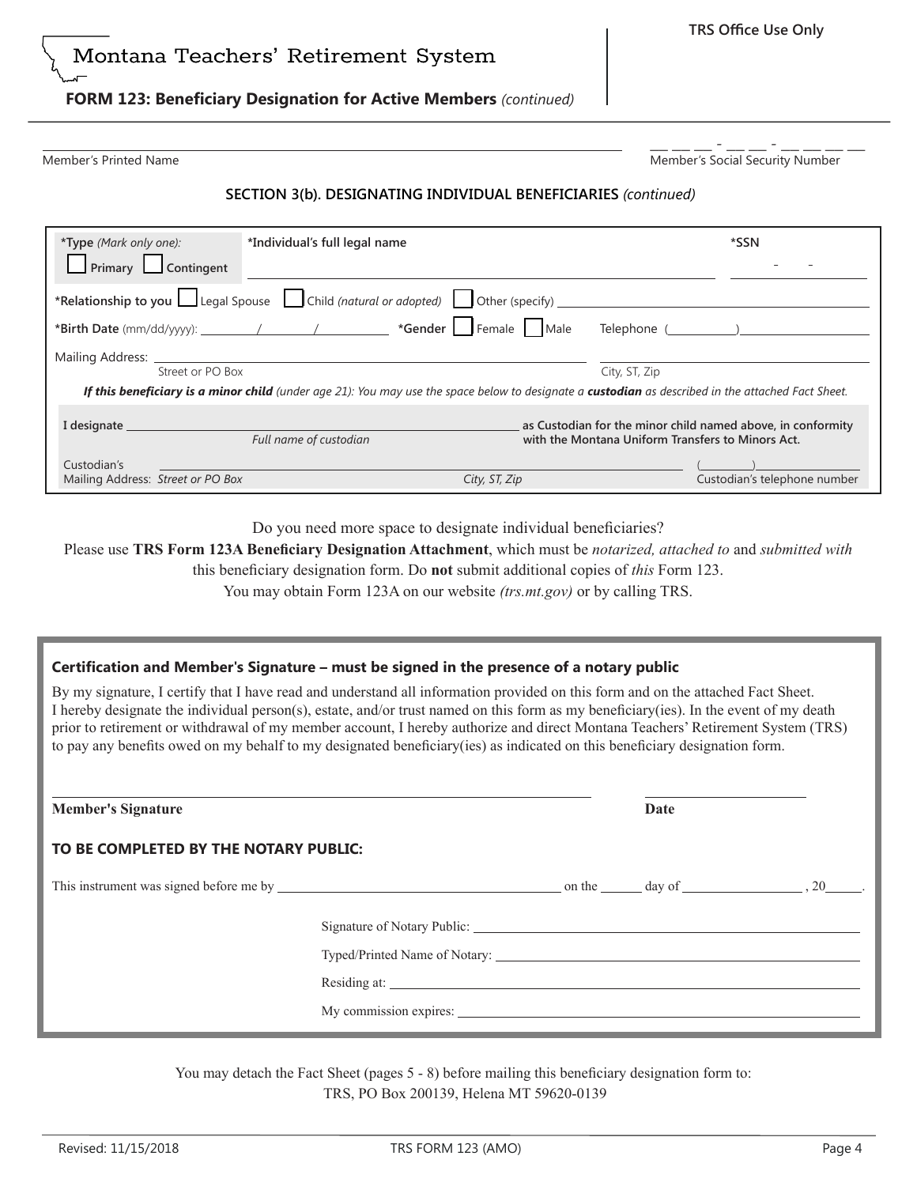TRS Office Use Only

Montana Teachers' Retirement System

**FORM 123: Beneficiary Designation for Active Members** *(continued)*

Member's Printed Name ______________________ Member's Social Security Number ___ ___ ___ - ___ ___ - ___ ___ ___ ___

## SECTION 3(b). DESIGNATING INDIVIDUAL BENEFICIARIES *(continued)*

**\*Type** *(Mark only one):* ☐ **Primary** ☐ **Contingent**

**\*Individual's full legal name** ______________________ **\*SSN** ___ - ___ - ___

**\*Relationship to you** ☐ Legal Spouse ☐ Child *(natural or adopted)* ☐ Other (specify) ______________________

**\*Birth Date** (mm/dd/yyyy): ____ / ____ / ______ **\*Gender** ☐ Female ☐ Male Telephone ( ______ ) ______________

Mailing Address: ______________________ (Street or PO Box) ______________________ (City, ST, Zip)

***If this beneficiary is a minor child*** *(under age 21): You may use the space below to designate a* ***custodian*** *as described in the attached Fact Sheet.*

**I designate** ______________________ (*Full name of custodian*) **as Custodian for the minor child named above, in conformity with the Montana Uniform Transfers to Minors Act.**

Custodian's Mailing Address: *Street or PO Box* ______________________ *City, ST, Zip* ______________________ ( ______ ) ______________ Custodian's telephone number

Do you need more space to designate individual beneficiaries?

Please use **TRS Form 123A Beneficiary Designation Attachment**, which must be *notarized, attached to* and *submitted with* this beneficiary designation form. Do **not** submit additional copies of *this* Form 123.

You may obtain Form 123A on our website *(trs.mt.gov)* or by calling TRS.

### Certification and Member's Signature – must be signed in the presence of a notary public

By my signature, I certify that I have read and understand all information provided on this form and on the attached Fact Sheet. I hereby designate the individual person(s), estate, and/or trust named on this form as my beneficiary(ies). In the event of my death prior to retirement or withdrawal of my member account, I hereby authorize and direct Montana Teachers' Retirement System (TRS) to pay any benefits owed on my behalf to my designated beneficiary(ies) as indicated on this beneficiary designation form.

**Member's Signature** ______________________ **Date** ______________

### TO BE COMPLETED BY THE NOTARY PUBLIC:

This instrument was signed before me by ______________________ on the ______ day of ______________ , 20_____.

Signature of Notary Public: ______________________

Typed/Printed Name of Notary: ______________________

Residing at: ______________________

My commission expires: ______________________

You may detach the Fact Sheet (pages 5 - 8) before mailing this beneficiary designation form to:
TRS, PO Box 200139, Helena MT 59620-0139

Revised: 11/15/2018 TRS FORM 123 (AMO)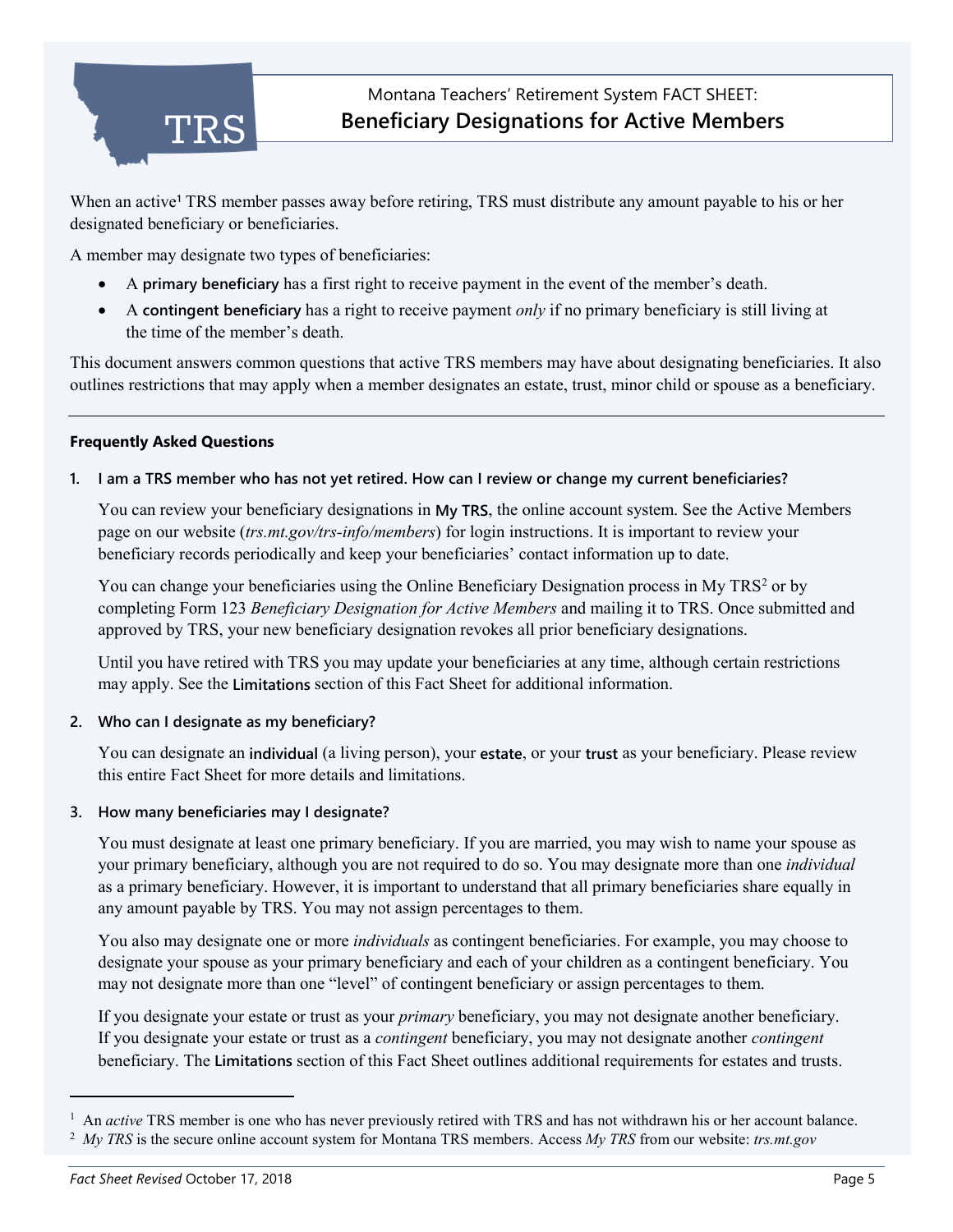Montana Teachers' Retirement System FACT SHEET:

# Beneficiary Designations for Active Members

When an active[1] TRS member passes away before retiring, TRS must distribute any amount payable to his or her designated beneficiary or beneficiaries.

A member may designate two types of beneficiaries:

- A **primary beneficiary** has a first right to receive payment in the event of the member's death.
- A **contingent beneficiary** has a right to receive payment *only* if no primary beneficiary is still living at the time of the member's death.

This document answers common questions that active TRS members may have about designating beneficiaries. It also outlines restrictions that may apply when a member designates an estate, trust, minor child or spouse as a beneficiary.

---

## Frequently Asked Questions

**1. I am a TRS member who has not yet retired. How can I review or change my current beneficiaries?**

You can review your beneficiary designations in **My TRS**, the online account system. See the Active Members page on our website (*trs.mt.gov/trs-info/members*) for login instructions. It is important to review your beneficiary records periodically and keep your beneficiaries' contact information up to date.

You can change your beneficiaries using the Online Beneficiary Designation process in My TRS[2] or by completing Form 123 *Beneficiary Designation for Active Members* and mailing it to TRS. Once submitted and approved by TRS, your new beneficiary designation revokes all prior beneficiary designations.

Until you have retired with TRS you may update your beneficiaries at any time, although certain restrictions may apply. See the **Limitations** section of this Fact Sheet for additional information.

**2. Who can I designate as my beneficiary?**

You can designate an **individual** (a living person), your **estate**, or your **trust** as your beneficiary. Please review this entire Fact Sheet for more details and limitations.

**3. How many beneficiaries may I designate?**

You must designate at least one primary beneficiary. If you are married, you may wish to name your spouse as your primary beneficiary, although you are not required to do so. You may designate more than one *individual* as a primary beneficiary. However, it is important to understand that all primary beneficiaries share equally in any amount payable by TRS. You may not assign percentages to them.

You also may designate one or more *individuals* as contingent beneficiaries. For example, you may choose to designate your spouse as your primary beneficiary and each of your children as a contingent beneficiary. You may not designate more than one "level" of contingent beneficiary or assign percentages to them.

If you designate your estate or trust as your *primary* beneficiary, you may not designate another beneficiary. If you designate your estate or trust as a *contingent* beneficiary, you may not designate another *contingent* beneficiary. The **Limitations** section of this Fact Sheet outlines additional requirements for estates and trusts.

---

[1] An *active* TRS member is one who has never previously retired with TRS and has not withdrawn his or her account balance.

[2] *My TRS* is the secure online account system for Montana TRS members. Access *My TRS* from our website: *trs.mt.gov*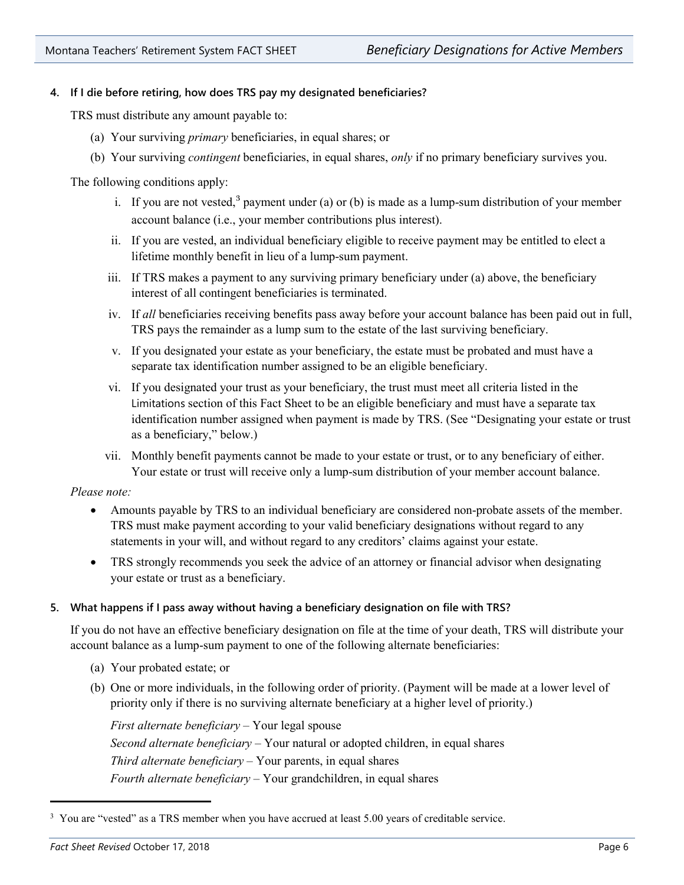### 4. If I die before retiring, how does TRS pay my designated beneficiaries?

TRS must distribute any amount payable to:

(a) Your surviving *primary* beneficiaries, in equal shares; or

(b) Your surviving *contingent* beneficiaries, in equal shares, *only* if no primary beneficiary survives you.

The following conditions apply:

i. If you are not vested,[3] payment under (a) or (b) is made as a lump-sum distribution of your member account balance (i.e., your member contributions plus interest).

ii. If you are vested, an individual beneficiary eligible to receive payment may be entitled to elect a lifetime monthly benefit in lieu of a lump-sum payment.

iii. If TRS makes a payment to any surviving primary beneficiary under (a) above, the beneficiary interest of all contingent beneficiaries is terminated.

iv. If *all* beneficiaries receiving benefits pass away before your account balance has been paid out in full, TRS pays the remainder as a lump sum to the estate of the last surviving beneficiary.

v. If you designated your estate as your beneficiary, the estate must be probated and must have a separate tax identification number assigned to be an eligible beneficiary.

vi. If you designated your trust as your beneficiary, the trust must meet all criteria listed in the Limitations section of this Fact Sheet to be an eligible beneficiary and must have a separate tax identification number assigned when payment is made by TRS. (See "Designating your estate or trust as a beneficiary," below.)

vii. Monthly benefit payments cannot be made to your estate or trust, or to any beneficiary of either. Your estate or trust will receive only a lump-sum distribution of your member account balance.

*Please note:*

- Amounts payable by TRS to an individual beneficiary are considered non-probate assets of the member. TRS must make payment according to your valid beneficiary designations without regard to any statements in your will, and without regard to any creditors' claims against your estate.
- TRS strongly recommends you seek the advice of an attorney or financial advisor when designating your estate or trust as a beneficiary.

### 5. What happens if I pass away without having a beneficiary designation on file with TRS?

If you do not have an effective beneficiary designation on file at the time of your death, TRS will distribute your account balance as a lump-sum payment to one of the following alternate beneficiaries:

(a) Your probated estate; or

(b) One or more individuals, in the following order of priority. (Payment will be made at a lower level of priority only if there is no surviving alternate beneficiary at a higher level of priority.)

*First alternate beneficiary* – Your legal spouse
*Second alternate beneficiary* – Your natural or adopted children, in equal shares
*Third alternate beneficiary* – Your parents, in equal shares
*Fourth alternate beneficiary* – Your grandchildren, in equal shares

[3] You are "vested" as a TRS member when you have accrued at least 5.00 years of creditable service.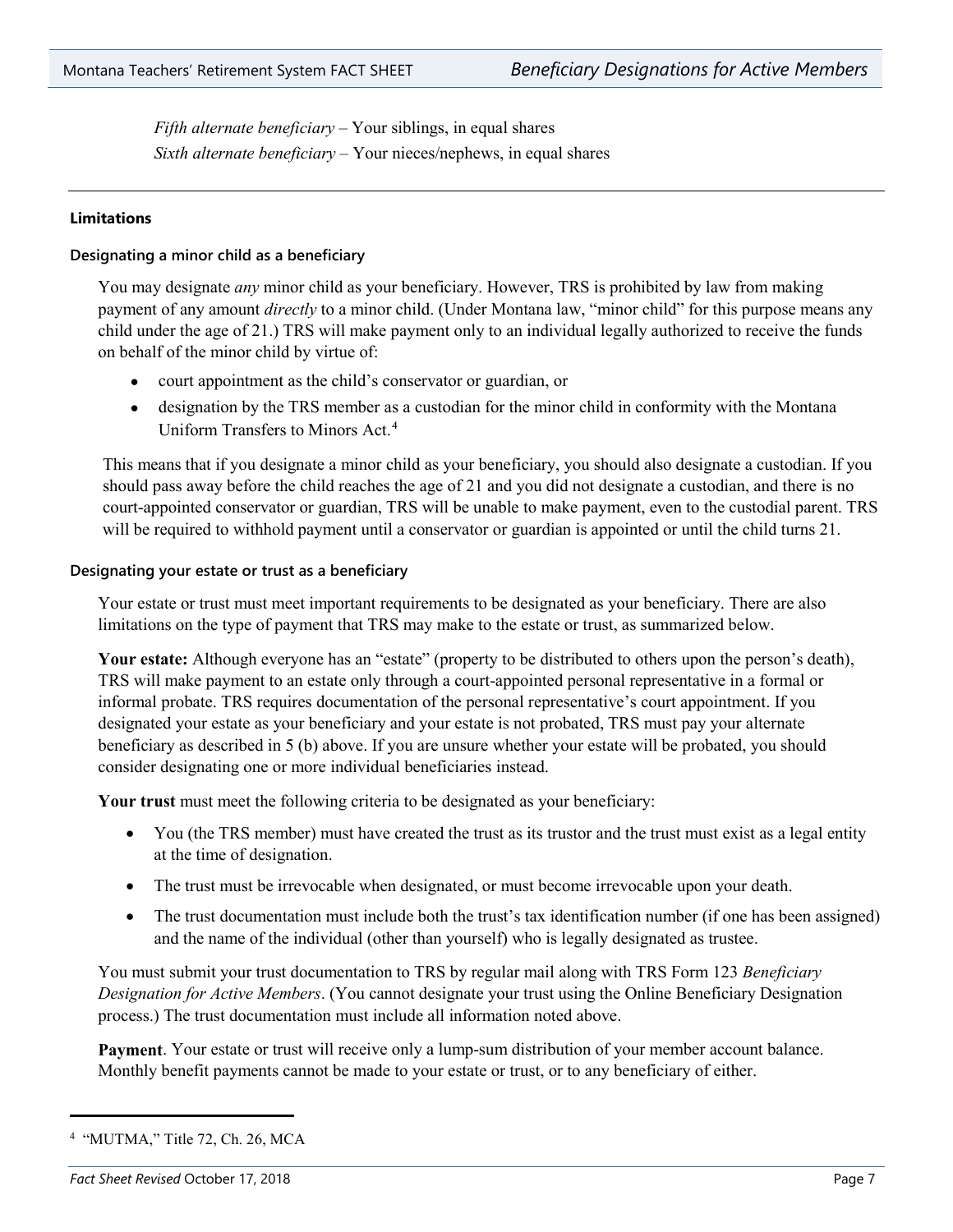*Fifth alternate beneficiary* – Your siblings, in equal shares

*Sixth alternate beneficiary* – Your nieces/nephews, in equal shares

---

### Limitations

#### Designating a minor child as a beneficiary

You may designate *any* minor child as your beneficiary. However, TRS is prohibited by law from making payment of any amount *directly* to a minor child. (Under Montana law, "minor child" for this purpose means any child under the age of 21.) TRS will make payment only to an individual legally authorized to receive the funds on behalf of the minor child by virtue of:

- court appointment as the child's conservator or guardian, or
- designation by the TRS member as a custodian for the minor child in conformity with the Montana Uniform Transfers to Minors Act.[4]

This means that if you designate a minor child as your beneficiary, you should also designate a custodian. If you should pass away before the child reaches the age of 21 and you did not designate a custodian, and there is no court-appointed conservator or guardian, TRS will be unable to make payment, even to the custodial parent. TRS will be required to withhold payment until a conservator or guardian is appointed or until the child turns 21.

#### Designating your estate or trust as a beneficiary

Your estate or trust must meet important requirements to be designated as your beneficiary. There are also limitations on the type of payment that TRS may make to the estate or trust, as summarized below.

**Your estate:** Although everyone has an "estate" (property to be distributed to others upon the person's death), TRS will make payment to an estate only through a court-appointed personal representative in a formal or informal probate. TRS requires documentation of the personal representative's court appointment. If you designated your estate as your beneficiary and your estate is not probated, TRS must pay your alternate beneficiary as described in 5 (b) above. If you are unsure whether your estate will be probated, you should consider designating one or more individual beneficiaries instead.

**Your trust** must meet the following criteria to be designated as your beneficiary:

- You (the TRS member) must have created the trust as its trustor and the trust must exist as a legal entity at the time of designation.
- The trust must be irrevocable when designated, or must become irrevocable upon your death.
- The trust documentation must include both the trust's tax identification number (if one has been assigned) and the name of the individual (other than yourself) who is legally designated as trustee.

You must submit your trust documentation to TRS by regular mail along with TRS Form 123 *Beneficiary Designation for Active Members*. (You cannot designate your trust using the Online Beneficiary Designation process.) The trust documentation must include all information noted above.

**Payment**. Your estate or trust will receive only a lump-sum distribution of your member account balance. Monthly benefit payments cannot be made to your estate or trust, or to any beneficiary of either.

---

[4] "MUTMA," Title 72, Ch. 26, MCA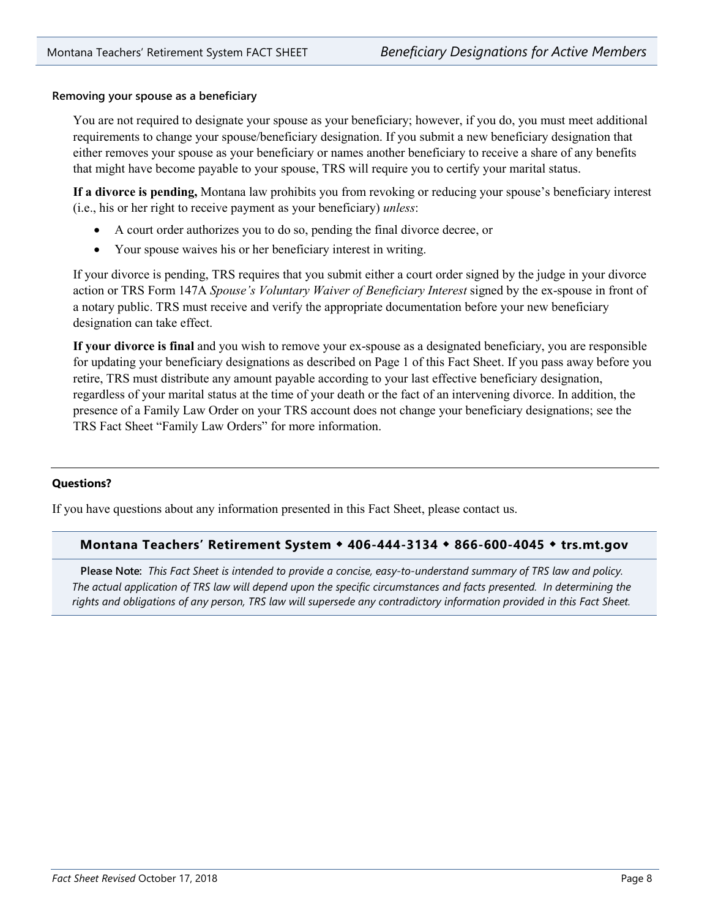### Removing your spouse as a beneficiary

You are not required to designate your spouse as your beneficiary; however, if you do, you must meet additional requirements to change your spouse/beneficiary designation. If you submit a new beneficiary designation that either removes your spouse as your beneficiary or names another beneficiary to receive a share of any benefits that might have become payable to your spouse, TRS will require you to certify your marital status.

**If a divorce is pending,** Montana law prohibits you from revoking or reducing your spouse's beneficiary interest (i.e., his or her right to receive payment as your beneficiary) *unless*:

- A court order authorizes you to do so, pending the final divorce decree, or
- Your spouse waives his or her beneficiary interest in writing.

If your divorce is pending, TRS requires that you submit either a court order signed by the judge in your divorce action or TRS Form 147A *Spouse's Voluntary Waiver of Beneficiary Interest* signed by the ex-spouse in front of a notary public. TRS must receive and verify the appropriate documentation before your new beneficiary designation can take effect.

**If your divorce is final** and you wish to remove your ex-spouse as a designated beneficiary, you are responsible for updating your beneficiary designations as described on Page 1 of this Fact Sheet. If you pass away before you retire, TRS must distribute any amount payable according to your last effective beneficiary designation, regardless of your marital status at the time of your death or the fact of an intervening divorce. In addition, the presence of a Family Law Order on your TRS account does not change your beneficiary designations; see the TRS Fact Sheet "Family Law Orders" for more information.

---

### Questions?

If you have questions about any information presented in this Fact Sheet, please contact us.

**Montana Teachers' Retirement System ◆ 406-444-3134 ◆ 866-600-4045 ◆ trs.mt.gov**

**Please Note:** *This Fact Sheet is intended to provide a concise, easy-to-understand summary of TRS law and policy. The actual application of TRS law will depend upon the specific circumstances and facts presented. In determining the rights and obligations of any person, TRS law will supersede any contradictory information provided in this Fact Sheet.*

*Fact Sheet Revised* October 17, 2018